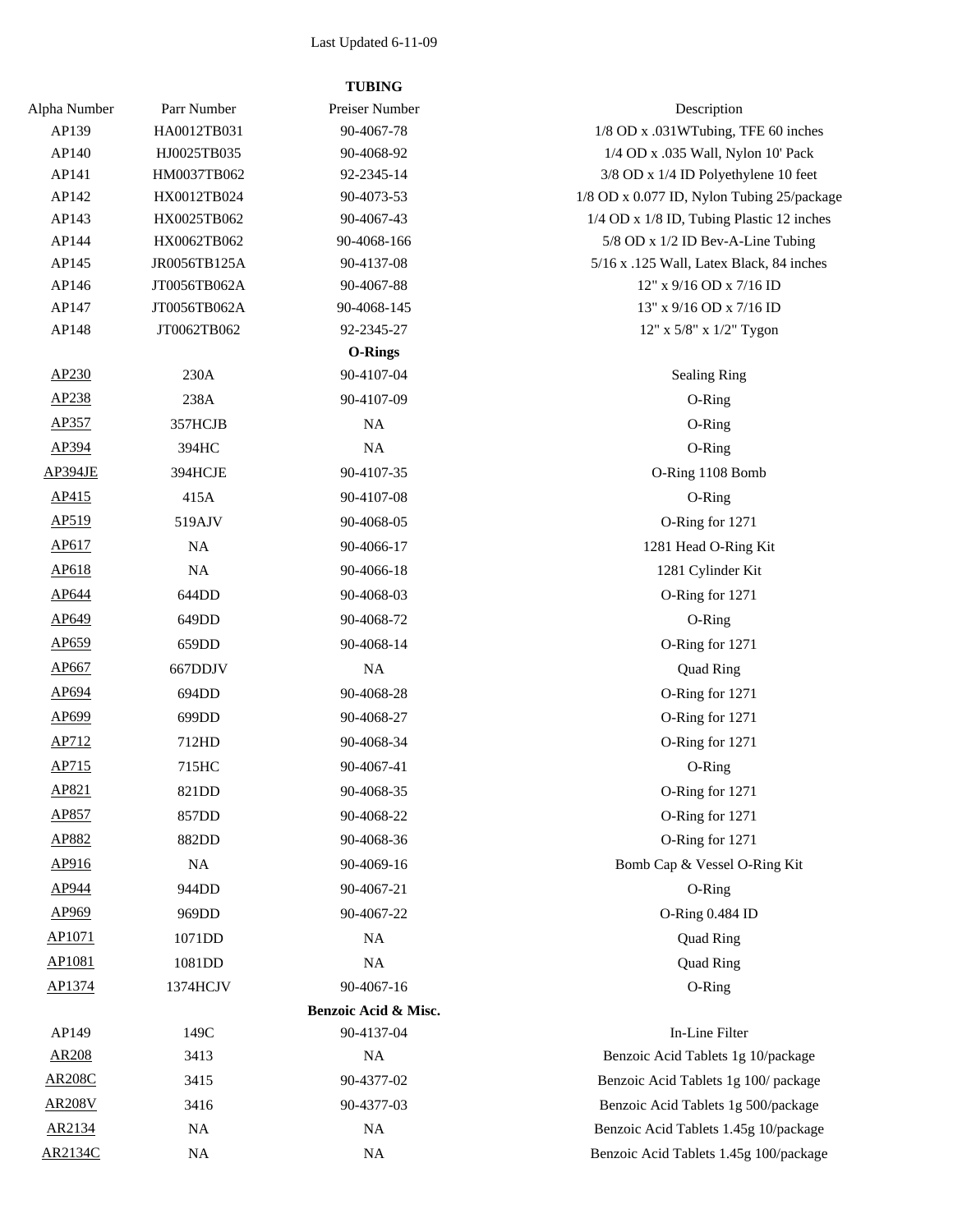Last Updated 6-11-09

| Alpha Number | Parr Number | Preiser Number | Description |
|---|---|---|---|
| | | **TUBING** | |
| AP139 | HA0012TB031 | 90-4067-78 | 1/8 OD x .031WTubing, TFE 60 inches |
| AP140 | HJ0025TB035 | 90-4068-92 | 1/4 OD x .035 Wall, Nylon 10' Pack |
| AP141 | HM0037TB062 | 92-2345-14 | 3/8 OD x 1/4 ID Polyethylene 10 feet |
| AP142 | HX0012TB024 | 90-4073-53 | 1/8 OD x 0.077 ID, Nylon Tubing 25/package |
| AP143 | HX0025TB062 | 90-4067-43 | 1/4 OD x 1/8 ID, Tubing Plastic 12 inches |
| AP144 | HX0062TB062 | 90-4068-166 | 5/8 OD x 1/2 ID Bev-A-Line Tubing |
| AP145 | JR0056TB125A | 90-4137-08 | 5/16 x .125 Wall, Latex Black, 84 inches |
| AP146 | JT0056TB062A | 90-4067-88 | 12" x 9/16 OD x 7/16 ID |
| AP147 | JT0056TB062A | 90-4068-145 | 13" x 9/16 OD x 7/16 ID |
| AP148 | JT0062TB062 | 92-2345-27 | 12" x 5/8" x 1/2" Tygon |
| | | **O-Rings** | |
| AP230 | 230A | 90-4107-04 | Sealing Ring |
| AP238 | 238A | 90-4107-09 | O-Ring |
| AP357 | 357HCJB | NA | O-Ring |
| AP394 | 394HC | NA | O-Ring |
| AP394JE | 394HCJE | 90-4107-35 | O-Ring 1108 Bomb |
| AP415 | 415A | 90-4107-08 | O-Ring |
| AP519 | 519AJV | 90-4068-05 | O-Ring for 1271 |
| AP617 | NA | 90-4066-17 | 1281 Head O-Ring Kit |
| AP618 | NA | 90-4066-18 | 1281 Cylinder Kit |
| AP644 | 644DD | 90-4068-03 | O-Ring for 1271 |
| AP649 | 649DD | 90-4068-72 | O-Ring |
| AP659 | 659DD | 90-4068-14 | O-Ring for 1271 |
| AP667 | 667DDJV | NA | Quad Ring |
| AP694 | 694DD | 90-4068-28 | O-Ring for 1271 |
| AP699 | 699DD | 90-4068-27 | O-Ring for 1271 |
| AP712 | 712HD | 90-4068-34 | O-Ring for 1271 |
| AP715 | 715HC | 90-4067-41 | O-Ring |
| AP821 | 821DD | 90-4068-35 | O-Ring for 1271 |
| AP857 | 857DD | 90-4068-22 | O-Ring for 1271 |
| AP882 | 882DD | 90-4068-36 | O-Ring for 1271 |
| AP916 | NA | 90-4069-16 | Bomb Cap & Vessel O-Ring Kit |
| AP944 | 944DD | 90-4067-21 | O-Ring |
| AP969 | 969DD | 90-4067-22 | O-Ring 0.484 ID |
| AP1071 | 1071DD | NA | Quad Ring |
| AP1081 | 1081DD | NA | Quad Ring |
| AP1374 | 1374HCJV | 90-4067-16 | O-Ring |
| | | **Benzoic Acid & Misc.** | |
| AP149 | 149C | 90-4137-04 | In-Line Filter |
| AR208 | 3413 | NA | Benzoic Acid Tablets 1g 10/package |
| AR208C | 3415 | 90-4377-02 | Benzoic Acid Tablets 1g 100/ package |
| AR208V | 3416 | 90-4377-03 | Benzoic Acid Tablets 1g 500/package |
| AR2134 | NA | NA | Benzoic Acid Tablets 1.45g 10/package |
| AR2134C | NA | NA | Benzoic Acid Tablets 1.45g 100/package |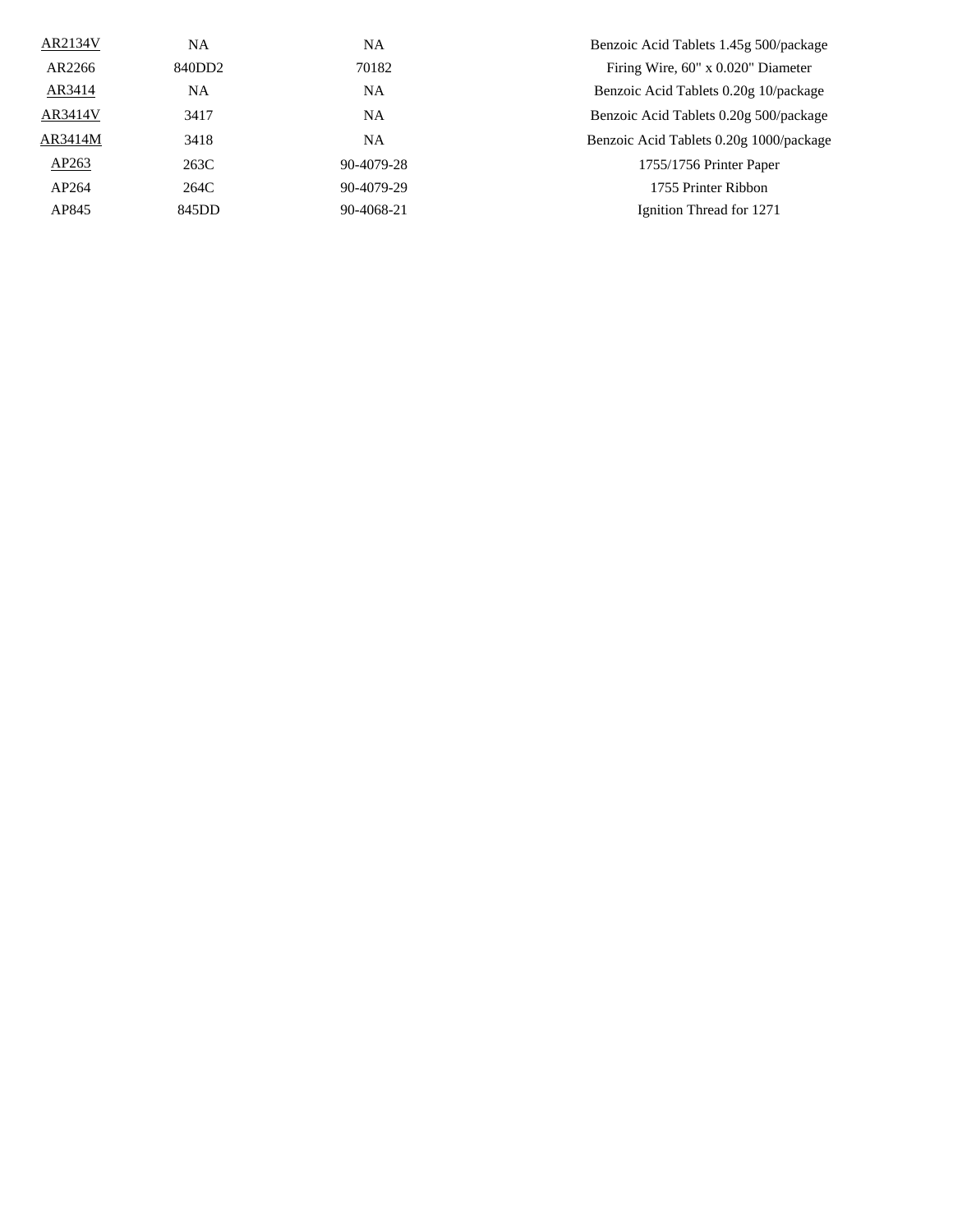| | | | |
|---|---|---|---|
| AR2134V | NA | NA | Benzoic Acid Tablets 1.45g 500/package |
| AR2266 | 840DD2 | 70182 | Firing Wire, 60" x 0.020" Diameter |
| AR3414 | NA | NA | Benzoic Acid Tablets 0.20g 10/package |
| AR3414V | 3417 | NA | Benzoic Acid Tablets 0.20g 500/package |
| AR3414M | 3418 | NA | Benzoic Acid Tablets 0.20g 1000/package |
| AP263 | 263C | 90-4079-28 | 1755/1756 Printer Paper |
| AP264 | 264C | 90-4079-29 | 1755 Printer Ribbon |
| AP845 | 845DD | 90-4068-21 | Ignition Thread for 1271 |